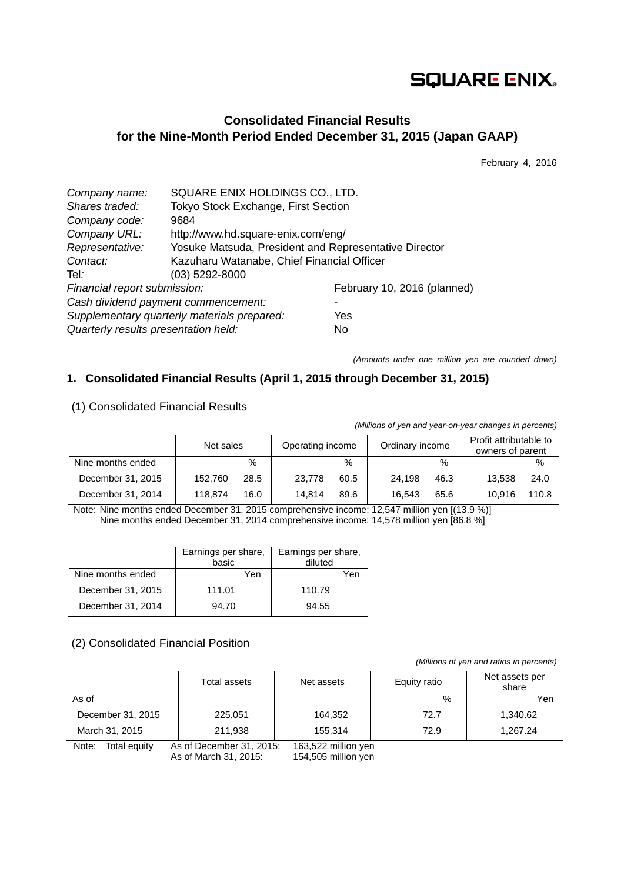SQUARE ENIX

# Consolidated Financial Results
# for the Nine-Month Period Ended December 31, 2015 (Japan GAAP)

February 4, 2016

*Company name:* SQUARE ENIX HOLDINGS CO., LTD.
*Shares traded:* Tokyo Stock Exchange, First Section
*Company code:* 9684
*Company URL:* http://www.hd.square-enix.com/eng/
*Representative:* Yosuke Matsuda, President and Representative Director
*Contact:* Kazuharu Watanabe, Chief Financial Officer
Tel*:* (03) 5292-8000
*Financial report submission:* February 10, 2016 (planned)
*Cash dividend payment commencement:* -
*Supplementary quarterly materials prepared:* Yes
*Quarterly results presentation held:* No

*(Amounts under one million yen are rounded down)*

## 1. Consolidated Financial Results (April 1, 2015 through December 31, 2015)

### (1) Consolidated Financial Results

*(Millions of yen and year-on-year changes in percents)*

| | Net sales | | Operating income | | Ordinary income | | Profit attributable to owners of parent | |
|---|---|---|---|---|---|---|---|---|
| Nine months ended | | % | | % | | % | | % |
| December 31, 2015 | 152,760 | 28.5 | 23,778 | 60.5 | 24,198 | 46.3 | 13,538 | 24.0 |
| December 31, 2014 | 118,874 | 16.0 | 14,814 | 89.6 | 16,543 | 65.6 | 10,916 | 110.8 |

Note: Nine months ended December 31, 2015 comprehensive income: 12,547 million yen [(13.9 %)]
Nine months ended December 31, 2014 comprehensive income: 14,578 million yen [86.8 %]

| | Earnings per share, basic | Earnings per share, diluted |
|---|---|---|
| Nine months ended | Yen | Yen |
| December 31, 2015 | 111.01 | 110.79 |
| December 31, 2014 | 94.70 | 94.55 |

### (2) Consolidated Financial Position

*(Millions of yen and ratios in percents)*

| | Total assets | Net assets | Equity ratio | Net assets per share |
|---|---|---|---|---|
| As of | | | % | Yen |
| December 31, 2015 | 225,051 | 164,352 | 72.7 | 1,340.62 |
| March 31, 2015 | 211,938 | 155,314 | 72.9 | 1,267.24 |

Note: Total equity As of December 31, 2015: 163,522 million yen
As of March 31, 2015: 154,505 million yen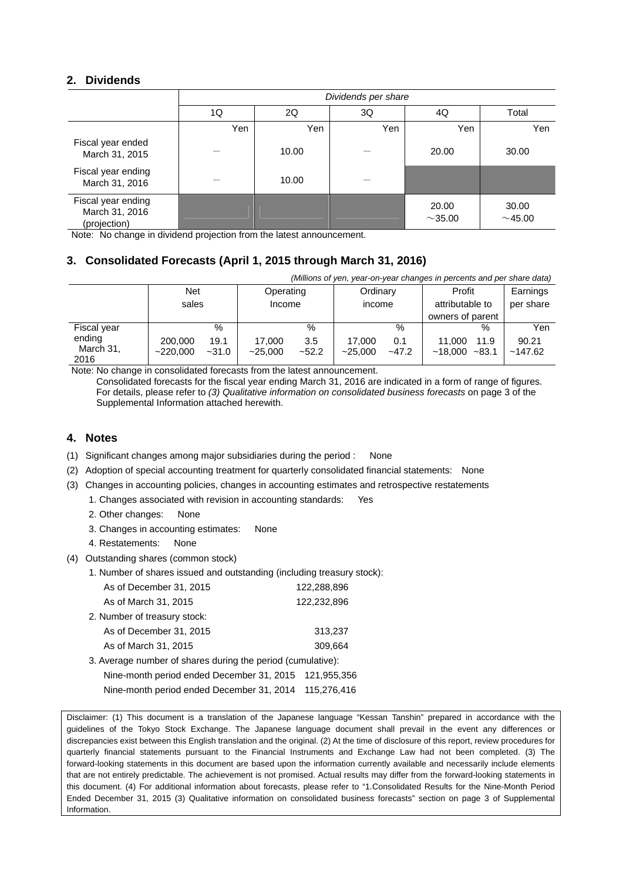## 2. Dividends

| | *Dividends per share* | | | | |
|---|---|---|---|---|---|
| | 1Q | 2Q | 3Q | 4Q | Total |
| | Yen | Yen | Yen | Yen | Yen |
| Fiscal year ended March 31, 2015 | － | 10.00 | － | 20.00 | 30.00 |
| Fiscal year ending March 31, 2016 | － | 10.00 | － | | |
| Fiscal year ending March 31, 2016 (projection) | | | | 20.00 ～35.00 | 30.00 ～45.00 |

Note: No change in dividend projection from the latest announcement.

## 3. Consolidated Forecasts (April 1, 2015 through March 31, 2016)

*(Millions of yen, year-on-year changes in percents and per share data)*

| | Net sales | | Operating Income | | Ordinary income | | Profit attributable to owners of parent | | Earnings per share |
|---|---|---|---|---|---|---|---|---|---|
| | | % | | % | | % | | % | Yen |
| Fiscal year ending March 31, 2016 | 200,000 ~220,000 | 19.1 ~31.0 | 17,000 ~25,000 | 3.5 ~52.2 | 17,000 ~25,000 | 0.1 ~47.2 | 11,000 ~18,000 | 11.9 ~83.1 | 90.21 ~147.62 |

Note: No change in consolidated forecasts from the latest announcement.
Consolidated forecasts for the fiscal year ending March 31, 2016 are indicated in a form of range of figures. For details, please refer to *(3) Qualitative information on consolidated business forecasts* on page 3 of the Supplemental Information attached herewith.

## 4. Notes

(1) Significant changes among major subsidiaries during the period : None

(2) Adoption of special accounting treatment for quarterly consolidated financial statements: None

(3) Changes in accounting policies, changes in accounting estimates and retrospective restatements

1. Changes associated with revision in accounting standards: Yes
2. Other changes: None
3. Changes in accounting estimates: None
4. Restatements: None

(4) Outstanding shares (common stock)

1. Number of shares issued and outstanding (including treasury stock):
   - As of December 31, 2015 122,288,896
   - As of March 31, 2015 122,232,896
2. Number of treasury stock:
   - As of December 31, 2015 313,237
   - As of March 31, 2015 309,664
3. Average number of shares during the period (cumulative):
   - Nine-month period ended December 31, 2015 121,955,356
   - Nine-month period ended December 31, 2014 115,276,416

Disclaimer: (1) This document is a translation of the Japanese language "Kessan Tanshin" prepared in accordance with the guidelines of the Tokyo Stock Exchange. The Japanese language document shall prevail in the event any differences or discrepancies exist between this English translation and the original. (2) At the time of disclosure of this report, review procedures for quarterly financial statements pursuant to the Financial Instruments and Exchange Law had not been completed. (3) The forward-looking statements in this document are based upon the information currently available and necessarily include elements that are not entirely predictable. The achievement is not promised. Actual results may differ from the forward-looking statements in this document. (4) For additional information about forecasts, please refer to "1.Consolidated Results for the Nine-Month Period Ended December 31, 2015 (3) Qualitative information on consolidated business forecasts" section on page 3 of Supplemental Information.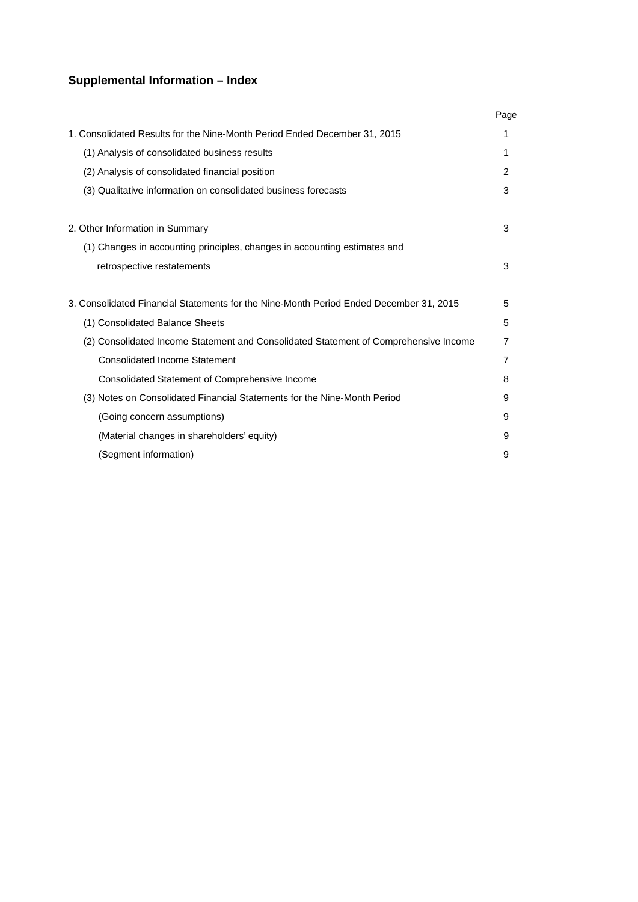## Supplemental Information – Index

| | Page |
|---|---|
| 1. Consolidated Results for the Nine-Month Period Ended December 31, 2015 | 1 |
| (1) Analysis of consolidated business results | 1 |
| (2) Analysis of consolidated financial position | 2 |
| (3) Qualitative information on consolidated business forecasts | 3 |
| | |
| 2. Other Information in Summary | 3 |
| (1) Changes in accounting principles, changes in accounting estimates and retrospective restatements | 3 |
| | |
| 3. Consolidated Financial Statements for the Nine-Month Period Ended December 31, 2015 | 5 |
| (1) Consolidated Balance Sheets | 5 |
| (2) Consolidated Income Statement and Consolidated Statement of Comprehensive Income | 7 |
| Consolidated Income Statement | 7 |
| Consolidated Statement of Comprehensive Income | 8 |
| (3) Notes on Consolidated Financial Statements for the Nine-Month Period | 9 |
| (Going concern assumptions) | 9 |
| (Material changes in shareholders' equity) | 9 |
| (Segment information) | 9 |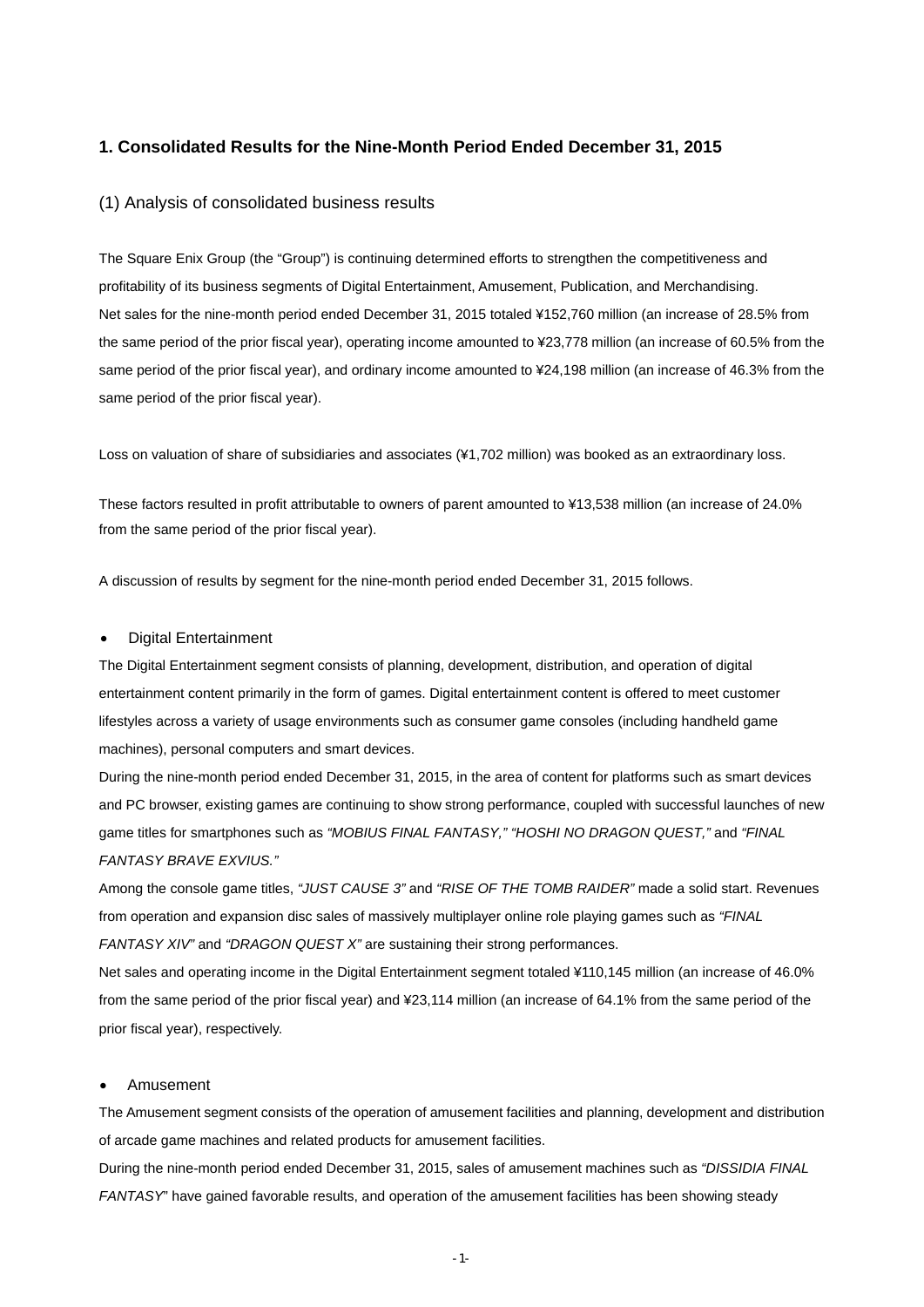## 1. Consolidated Results for the Nine-Month Period Ended December 31, 2015

### (1) Analysis of consolidated business results

The Square Enix Group (the "Group") is continuing determined efforts to strengthen the competitiveness and profitability of its business segments of Digital Entertainment, Amusement, Publication, and Merchandising.
Net sales for the nine-month period ended December 31, 2015 totaled ¥152,760 million (an increase of 28.5% from the same period of the prior fiscal year), operating income amounted to ¥23,778 million (an increase of 60.5% from the same period of the prior fiscal year), and ordinary income amounted to ¥24,198 million (an increase of 46.3% from the same period of the prior fiscal year).

Loss on valuation of share of subsidiaries and associates (¥1,702 million) was booked as an extraordinary loss.

These factors resulted in profit attributable to owners of parent amounted to ¥13,538 million (an increase of 24.0% from the same period of the prior fiscal year).

A discussion of results by segment for the nine-month period ended December 31, 2015 follows.

- Digital Entertainment

The Digital Entertainment segment consists of planning, development, distribution, and operation of digital entertainment content primarily in the form of games. Digital entertainment content is offered to meet customer lifestyles across a variety of usage environments such as consumer game consoles (including handheld game machines), personal computers and smart devices.
During the nine-month period ended December 31, 2015, in the area of content for platforms such as smart devices and PC browser, existing games are continuing to show strong performance, coupled with successful launches of new game titles for smartphones such as *"MOBIUS FINAL FANTASY," "HOSHI NO DRAGON QUEST,"* and *"FINAL FANTASY BRAVE EXVIUS."*
Among the console game titles, *"JUST CAUSE 3"* and *"RISE OF THE TOMB RAIDER"* made a solid start. Revenues from operation and expansion disc sales of massively multiplayer online role playing games such as *"FINAL FANTASY XIV"* and *"DRAGON QUEST X"* are sustaining their strong performances.
Net sales and operating income in the Digital Entertainment segment totaled ¥110,145 million (an increase of 46.0% from the same period of the prior fiscal year) and ¥23,114 million (an increase of 64.1% from the same period of the prior fiscal year), respectively.

- Amusement

The Amusement segment consists of the operation of amusement facilities and planning, development and distribution of arcade game machines and related products for amusement facilities.
During the nine-month period ended December 31, 2015, sales of amusement machines such as *"DISSIDIA FINAL FANTASY"* have gained favorable results, and operation of the amusement facilities has been showing steady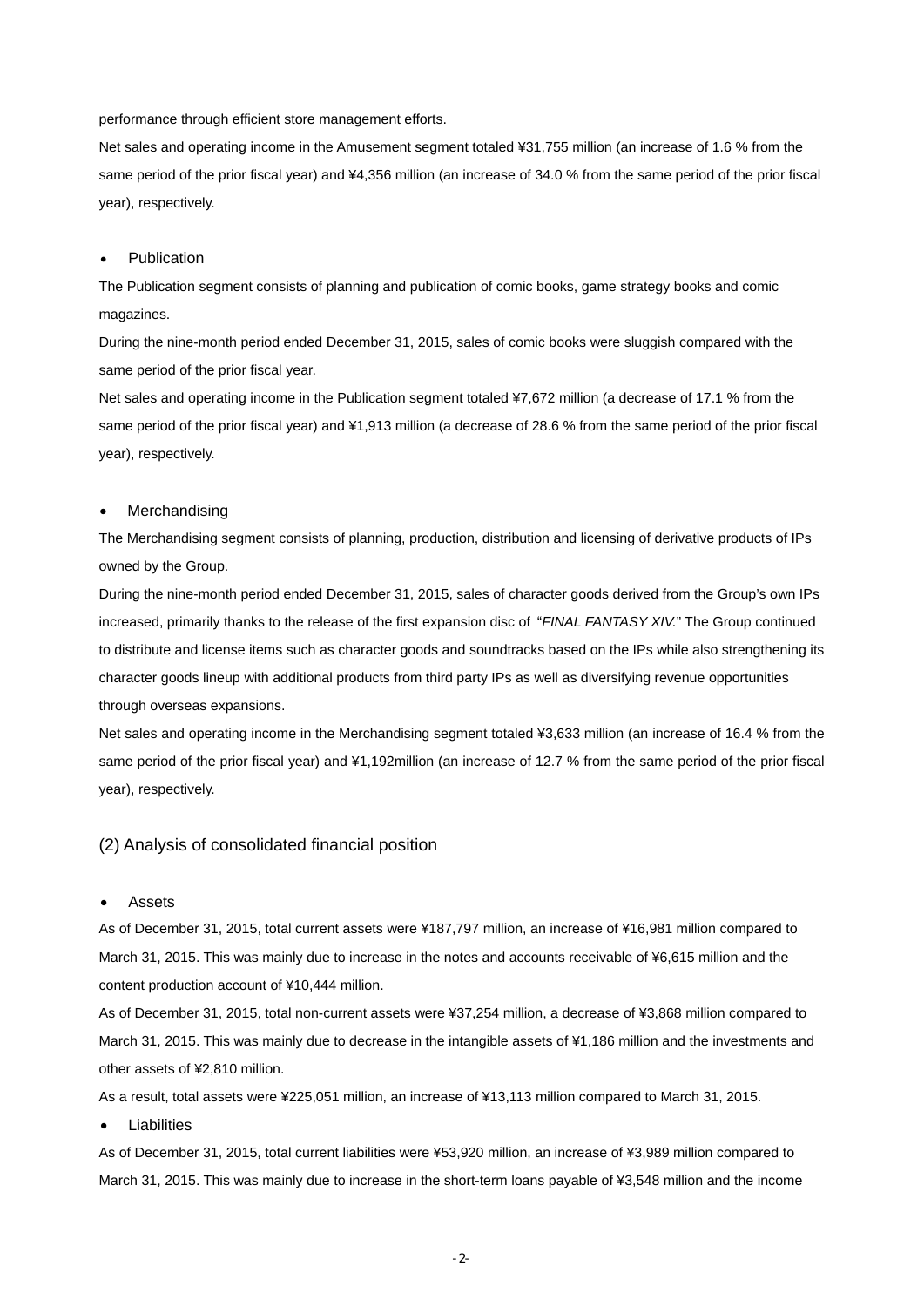performance through efficient store management efforts.

Net sales and operating income in the Amusement segment totaled ¥31,755 million (an increase of 1.6 % from the same period of the prior fiscal year) and ¥4,356 million (an increase of 34.0 % from the same period of the prior fiscal year), respectively.

- Publication

The Publication segment consists of planning and publication of comic books, game strategy books and comic magazines.

During the nine-month period ended December 31, 2015, sales of comic books were sluggish compared with the same period of the prior fiscal year.

Net sales and operating income in the Publication segment totaled ¥7,672 million (a decrease of 17.1 % from the same period of the prior fiscal year) and ¥1,913 million (a decrease of 28.6 % from the same period of the prior fiscal year), respectively.

- Merchandising

The Merchandising segment consists of planning, production, distribution and licensing of derivative products of IPs owned by the Group.

During the nine-month period ended December 31, 2015, sales of character goods derived from the Group's own IPs increased, primarily thanks to the release of the first expansion disc of "*FINAL FANTASY XIV.*" The Group continued to distribute and license items such as character goods and soundtracks based on the IPs while also strengthening its character goods lineup with additional products from third party IPs as well as diversifying revenue opportunities through overseas expansions.

Net sales and operating income in the Merchandising segment totaled ¥3,633 million (an increase of 16.4 % from the same period of the prior fiscal year) and ¥1,192million (an increase of 12.7 % from the same period of the prior fiscal year), respectively.

## (2) Analysis of consolidated financial position

- Assets

As of December 31, 2015, total current assets were ¥187,797 million, an increase of ¥16,981 million compared to March 31, 2015. This was mainly due to increase in the notes and accounts receivable of ¥6,615 million and the content production account of ¥10,444 million.

As of December 31, 2015, total non-current assets were ¥37,254 million, a decrease of ¥3,868 million compared to March 31, 2015. This was mainly due to decrease in the intangible assets of ¥1,186 million and the investments and other assets of ¥2,810 million.

As a result, total assets were ¥225,051 million, an increase of ¥13,113 million compared to March 31, 2015.

- Liabilities

As of December 31, 2015, total current liabilities were ¥53,920 million, an increase of ¥3,989 million compared to March 31, 2015. This was mainly due to increase in the short-term loans payable of ¥3,548 million and the income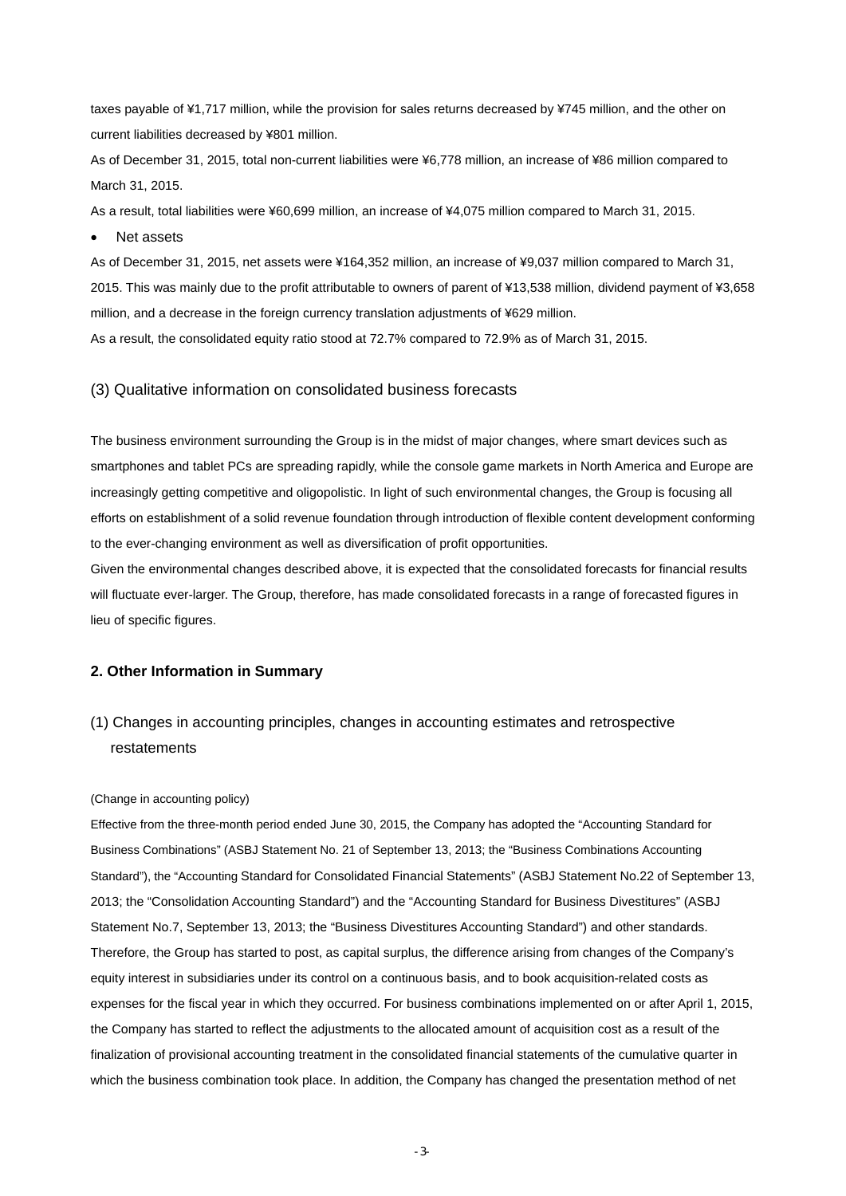taxes payable of ¥1,717 million, while the provision for sales returns decreased by ¥745 million, and the other on current liabilities decreased by ¥801 million.

As of December 31, 2015, total non-current liabilities were ¥6,778 million, an increase of ¥86 million compared to March 31, 2015.

As a result, total liabilities were ¥60,699 million, an increase of ¥4,075 million compared to March 31, 2015.

- Net assets

As of December 31, 2015, net assets were ¥164,352 million, an increase of ¥9,037 million compared to March 31, 2015. This was mainly due to the profit attributable to owners of parent of ¥13,538 million, dividend payment of ¥3,658 million, and a decrease in the foreign currency translation adjustments of ¥629 million.

As a result, the consolidated equity ratio stood at 72.7% compared to 72.9% as of March 31, 2015.

### (3) Qualitative information on consolidated business forecasts

The business environment surrounding the Group is in the midst of major changes, where smart devices such as smartphones and tablet PCs are spreading rapidly, while the console game markets in North America and Europe are increasingly getting competitive and oligopolistic. In light of such environmental changes, the Group is focusing all efforts on establishment of a solid revenue foundation through introduction of flexible content development conforming to the ever-changing environment as well as diversification of profit opportunities.

Given the environmental changes described above, it is expected that the consolidated forecasts for financial results will fluctuate ever-larger. The Group, therefore, has made consolidated forecasts in a range of forecasted figures in lieu of specific figures.

## 2. Other Information in Summary

### (1) Changes in accounting principles, changes in accounting estimates and retrospective restatements

(Change in accounting policy)

Effective from the three-month period ended June 30, 2015, the Company has adopted the "Accounting Standard for Business Combinations" (ASBJ Statement No. 21 of September 13, 2013; the "Business Combinations Accounting Standard"), the "Accounting Standard for Consolidated Financial Statements" (ASBJ Statement No.22 of September 13, 2013; the "Consolidation Accounting Standard") and the "Accounting Standard for Business Divestitures" (ASBJ Statement No.7, September 13, 2013; the "Business Divestitures Accounting Standard") and other standards. Therefore, the Group has started to post, as capital surplus, the difference arising from changes of the Company's equity interest in subsidiaries under its control on a continuous basis, and to book acquisition-related costs as expenses for the fiscal year in which they occurred. For business combinations implemented on or after April 1, 2015, the Company has started to reflect the adjustments to the allocated amount of acquisition cost as a result of the finalization of provisional accounting treatment in the consolidated financial statements of the cumulative quarter in which the business combination took place. In addition, the Company has changed the presentation method of net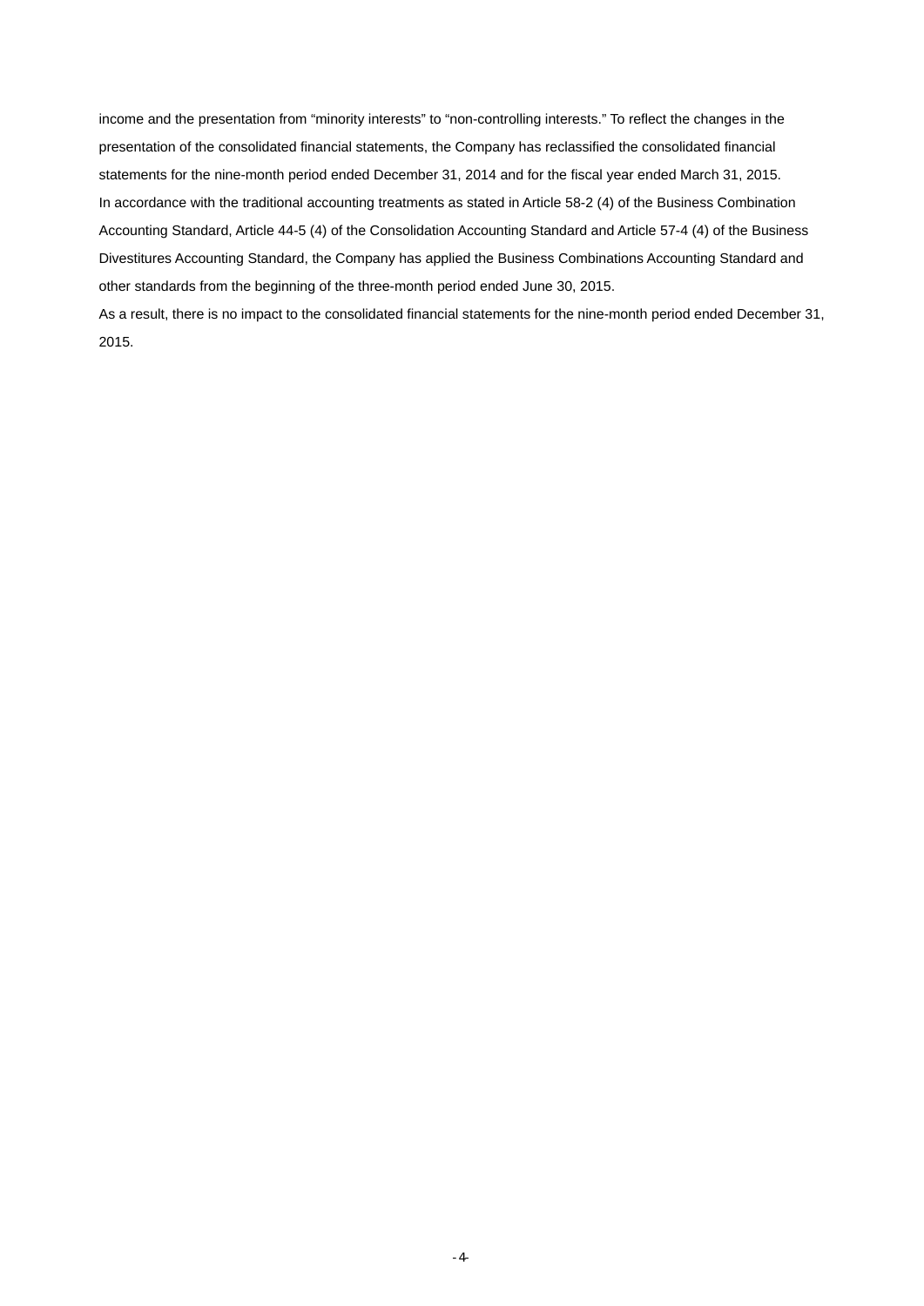income and the presentation from “minority interests” to “non-controlling interests.” To reflect the changes in the presentation of the consolidated financial statements, the Company has reclassified the consolidated financial statements for the nine-month period ended December 31, 2014 and for the fiscal year ended March 31, 2015.

In accordance with the traditional accounting treatments as stated in Article 58-2 (4) of the Business Combination Accounting Standard, Article 44-5 (4) of the Consolidation Accounting Standard and Article 57-4 (4) of the Business Divestitures Accounting Standard, the Company has applied the Business Combinations Accounting Standard and other standards from the beginning of the three-month period ended June 30, 2015.

As a result, there is no impact to the consolidated financial statements for the nine-month period ended December 31, 2015.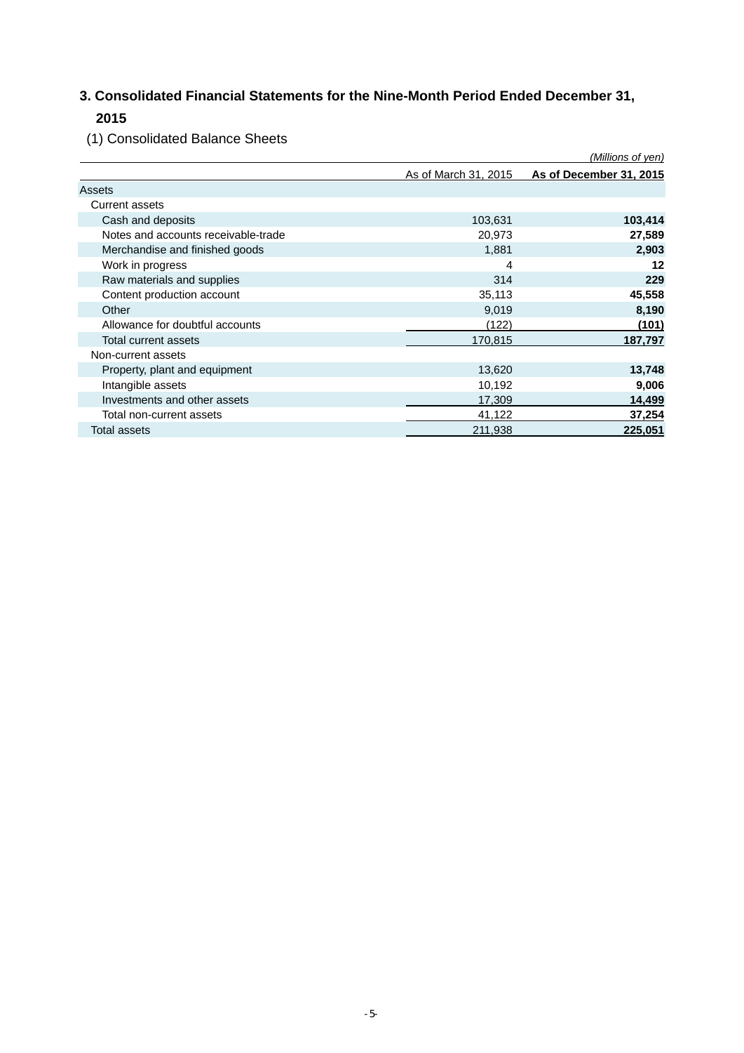## 3. Consolidated Financial Statements for the Nine-Month Period Ended December 31, 2015

### (1) Consolidated Balance Sheets

*(Millions of yen)*

| | As of March 31, 2015 | **As of December 31, 2015** |
|---|---|---|
| Assets | | |
| Current assets | | |
| Cash and deposits | 103,631 | **103,414** |
| Notes and accounts receivable-trade | 20,973 | **27,589** |
| Merchandise and finished goods | 1,881 | **2,903** |
| Work in progress | 4 | **12** |
| Raw materials and supplies | 314 | **229** |
| Content production account | 35,113 | **45,558** |
| Other | 9,019 | **8,190** |
| Allowance for doubtful accounts | (122) | **(101)** |
| Total current assets | 170,815 | **187,797** |
| Non-current assets | | |
| Property, plant and equipment | 13,620 | **13,748** |
| Intangible assets | 10,192 | **9,006** |
| Investments and other assets | 17,309 | **14,499** |
| Total non-current assets | 41,122 | **37,254** |
| Total assets | 211,938 | **225,051** |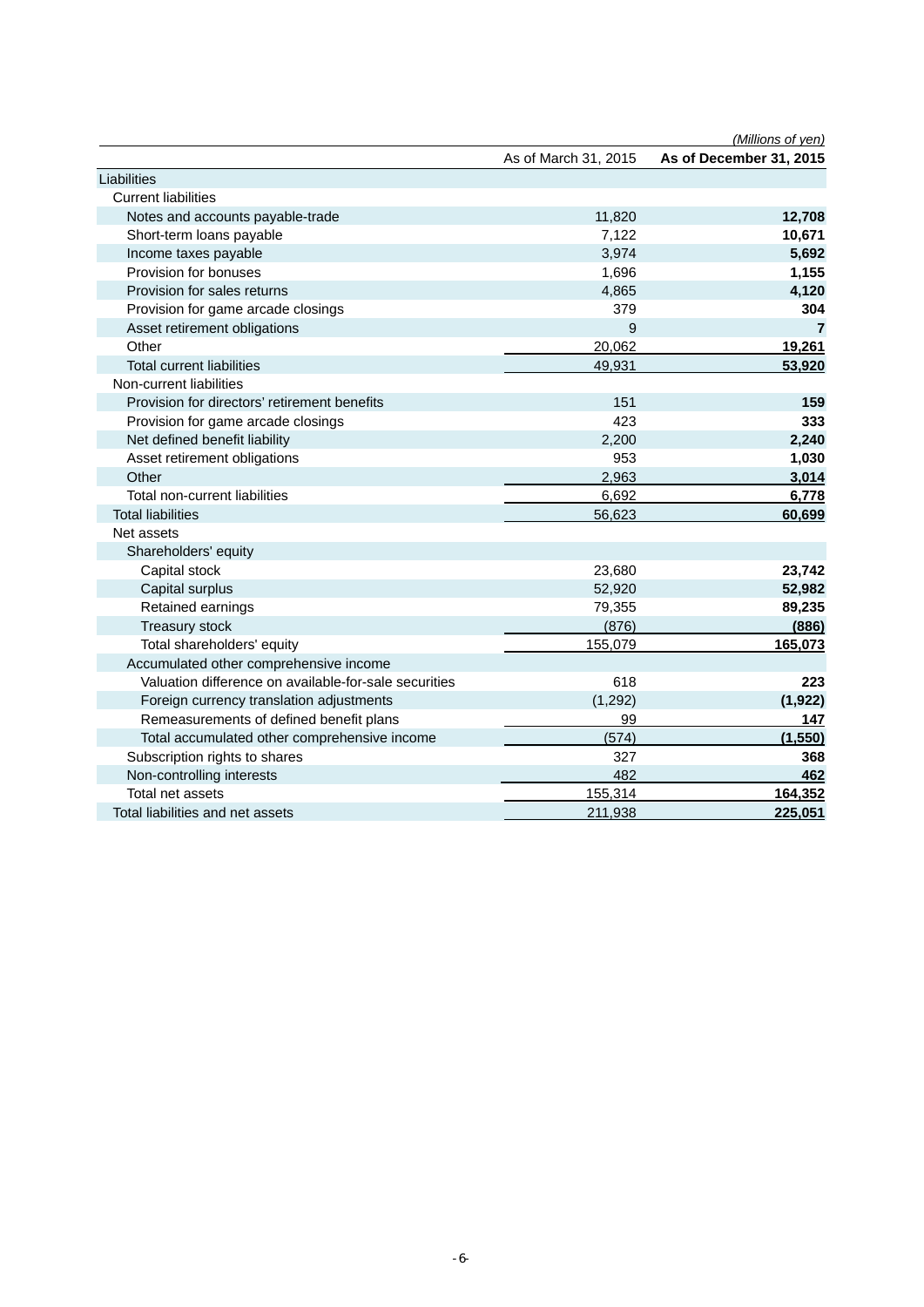(Millions of yen)

| | As of March 31, 2015 | **As of December 31, 2015** |
|---|---|---|
| Liabilities | | |
| Current liabilities | | |
| Notes and accounts payable-trade | 11,820 | **12,708** |
| Short-term loans payable | 7,122 | **10,671** |
| Income taxes payable | 3,974 | **5,692** |
| Provision for bonuses | 1,696 | **1,155** |
| Provision for sales returns | 4,865 | **4,120** |
| Provision for game arcade closings | 379 | **304** |
| Asset retirement obligations | 9 | **7** |
| Other | 20,062 | **19,261** |
| Total current liabilities | 49,931 | **53,920** |
| Non-current liabilities | | |
| Provision for directors' retirement benefits | 151 | **159** |
| Provision for game arcade closings | 423 | **333** |
| Net defined benefit liability | 2,200 | **2,240** |
| Asset retirement obligations | 953 | **1,030** |
| Other | 2,963 | **3,014** |
| Total non-current liabilities | 6,692 | **6,778** |
| Total liabilities | 56,623 | **60,699** |
| Net assets | | |
| Shareholders' equity | | |
| Capital stock | 23,680 | **23,742** |
| Capital surplus | 52,920 | **52,982** |
| Retained earnings | 79,355 | **89,235** |
| Treasury stock | (876) | **(886)** |
| Total shareholders' equity | 155,079 | **165,073** |
| Accumulated other comprehensive income | | |
| Valuation difference on available-for-sale securities | 618 | **223** |
| Foreign currency translation adjustments | (1,292) | **(1,922)** |
| Remeasurements of defined benefit plans | 99 | **147** |
| Total accumulated other comprehensive income | (574) | **(1,550)** |
| Subscription rights to shares | 327 | **368** |
| Non-controlling interests | 482 | **462** |
| Total net assets | 155,314 | **164,352** |
| Total liabilities and net assets | 211,938 | **225,051** |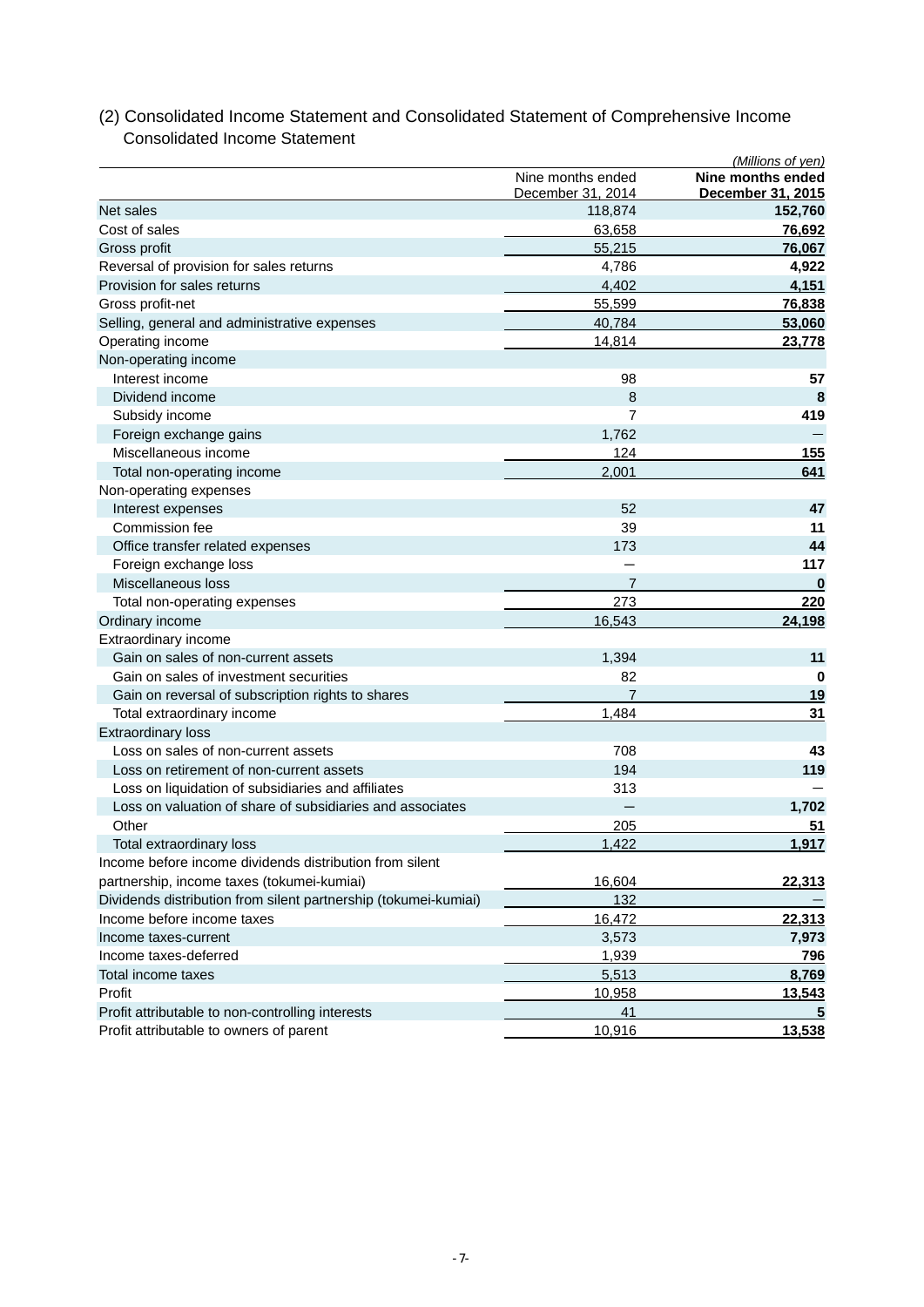## (2) Consolidated Income Statement and Consolidated Statement of Comprehensive Income

### Consolidated Income Statement

*(Millions of yen)*

| | Nine months ended December 31, 2014 | **Nine months ended December 31, 2015** |
|---|---|---|
| Net sales | 118,874 | **152,760** |
| Cost of sales | 63,658 | **76,692** |
| Gross profit | 55,215 | **76,067** |
| Reversal of provision for sales returns | 4,786 | **4,922** |
| Provision for sales returns | 4,402 | **4,151** |
| Gross profit-net | 55,599 | **76,838** |
| Selling, general and administrative expenses | 40,784 | **53,060** |
| Operating income | 14,814 | **23,778** |
| Non-operating income | | |
| Interest income | 98 | **57** |
| Dividend income | 8 | **8** |
| Subsidy income | 7 | **419** |
| Foreign exchange gains | 1,762 | **—** |
| Miscellaneous income | 124 | **155** |
| Total non-operating income | 2,001 | **641** |
| Non-operating expenses | | |
| Interest expenses | 52 | **47** |
| Commission fee | 39 | **11** |
| Office transfer related expenses | 173 | **44** |
| Foreign exchange loss | — | **117** |
| Miscellaneous loss | 7 | **0** |
| Total non-operating expenses | 273 | **220** |
| Ordinary income | 16,543 | **24,198** |
| Extraordinary income | | |
| Gain on sales of non-current assets | 1,394 | **11** |
| Gain on sales of investment securities | 82 | **0** |
| Gain on reversal of subscription rights to shares | 7 | **19** |
| Total extraordinary income | 1,484 | **31** |
| Extraordinary loss | | |
| Loss on sales of non-current assets | 708 | **43** |
| Loss on retirement of non-current assets | 194 | **119** |
| Loss on liquidation of subsidiaries and affiliates | 313 | **—** |
| Loss on valuation of share of subsidiaries and associates | — | **1,702** |
| Other | 205 | **51** |
| Total extraordinary loss | 1,422 | **1,917** |
| Income before income dividends distribution from silent partnership, income taxes (tokumei-kumiai) | 16,604 | **22,313** |
| Dividends distribution from silent partnership (tokumei-kumiai) | 132 | **—** |
| Income before income taxes | 16,472 | **22,313** |
| Income taxes-current | 3,573 | **7,973** |
| Income taxes-deferred | 1,939 | **796** |
| Total income taxes | 5,513 | **8,769** |
| Profit | 10,958 | **13,543** |
| Profit attributable to non-controlling interests | 41 | **5** |
| Profit attributable to owners of parent | 10,916 | **13,538** |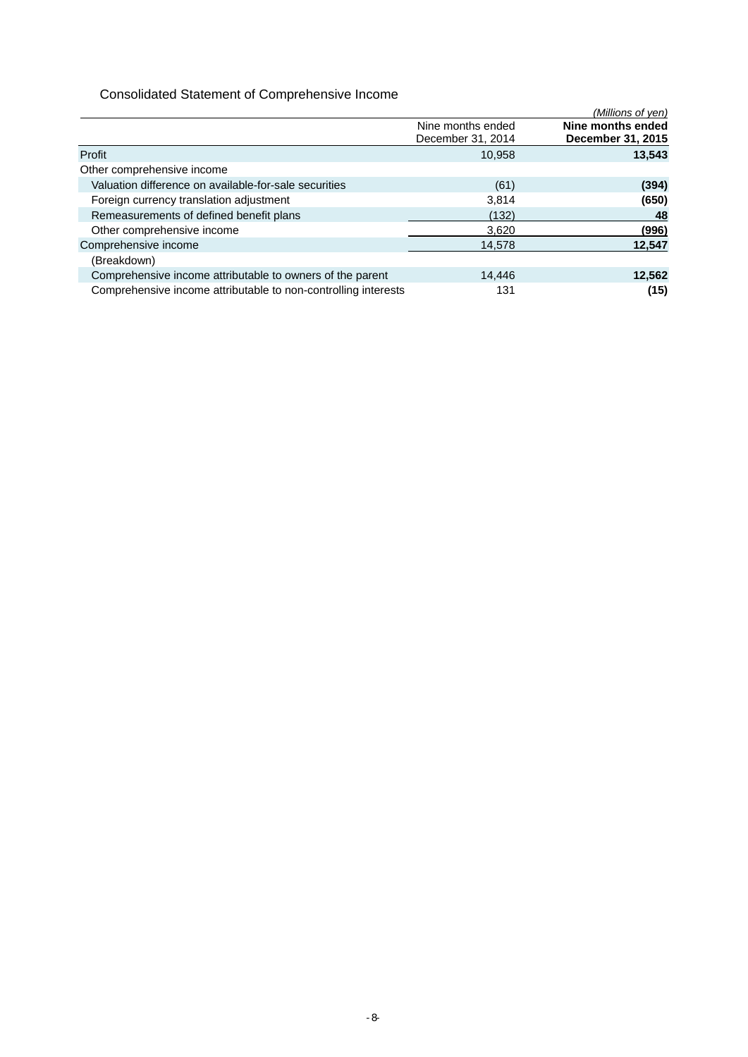## Consolidated Statement of Comprehensive Income

*(Millions of yen)*

| | Nine months ended December 31, 2014 | **Nine months ended December 31, 2015** |
|---|---|---|
| Profit | 10,958 | **13,543** |
| Other comprehensive income | | |
| Valuation difference on available-for-sale securities | (61) | **(394)** |
| Foreign currency translation adjustment | 3,814 | **(650)** |
| Remeasurements of defined benefit plans | (132) | **48** |
| Other comprehensive income | 3,620 | **(996)** |
| Comprehensive income | 14,578 | **12,547** |
| (Breakdown) | | |
| Comprehensive income attributable to owners of the parent | 14,446 | **12,562** |
| Comprehensive income attributable to non-controlling interests | 131 | **(15)** |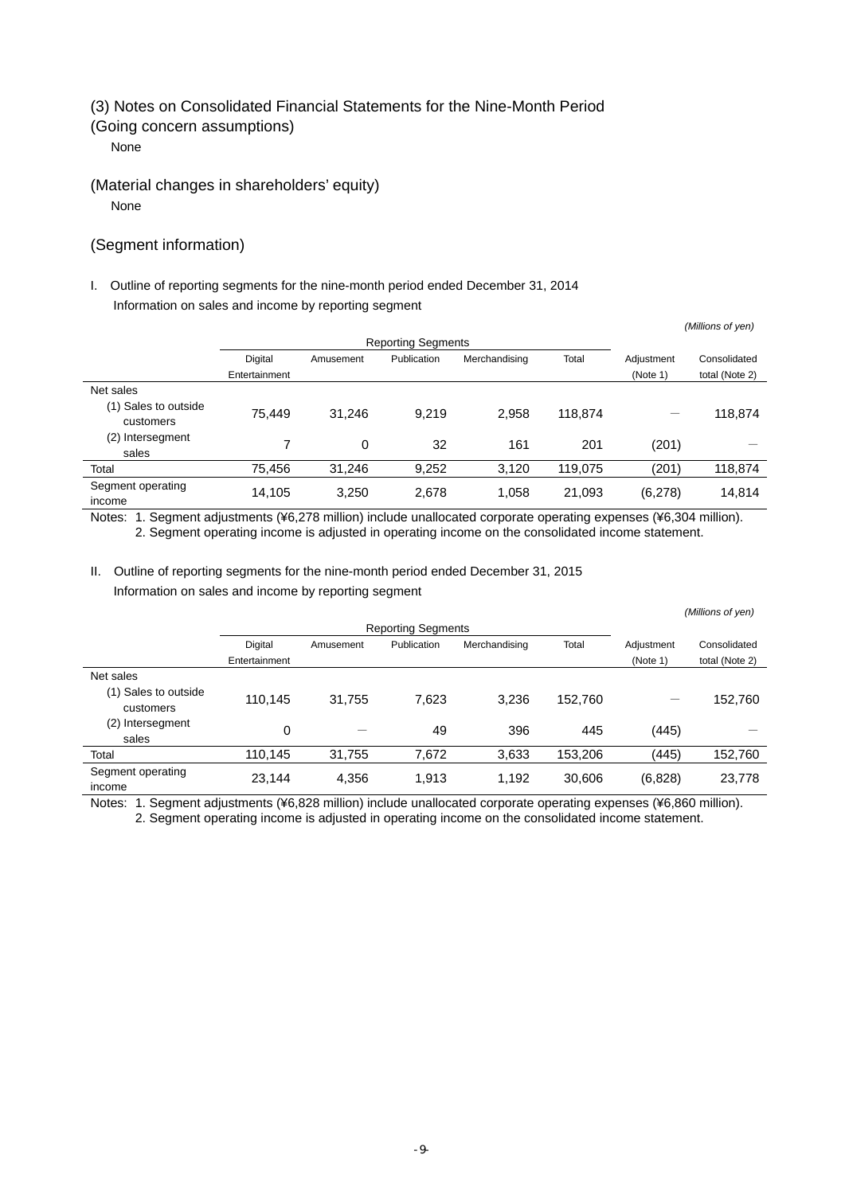### (3) Notes on Consolidated Financial Statements for the Nine-Month Period

(Going concern assumptions)

None

(Material changes in shareholders' equity)

None

(Segment information)

I. Outline of reporting segments for the nine-month period ended December 31, 2014

Information on sales and income by reporting segment

*(Millions of yen)*

| | Reporting Segments | | | | | Adjustment (Note 1) | Consolidated total (Note 2) |
|---|---|---|---|---|---|---|---|
| | Digital Entertainment | Amusement | Publication | Merchandising | Total | | |
| Net sales | | | | | | | |
| (1) Sales to outside customers | 75,449 | 31,246 | 9,219 | 2,958 | 118,874 | ― | 118,874 |
| (2) Intersegment sales | 7 | 0 | 32 | 161 | 201 | (201) | ― |
| Total | 75,456 | 31,246 | 9,252 | 3,120 | 119,075 | (201) | 118,874 |
| Segment operating income | 14,105 | 3,250 | 2,678 | 1,058 | 21,093 | (6,278) | 14,814 |

Notes: 1. Segment adjustments (¥6,278 million) include unallocated corporate operating expenses (¥6,304 million).
2. Segment operating income is adjusted in operating income on the consolidated income statement.

II. Outline of reporting segments for the nine-month period ended December 31, 2015

Information on sales and income by reporting segment

*(Millions of yen)*

| | Reporting Segments | | | | | Adjustment (Note 1) | Consolidated total (Note 2) |
|---|---|---|---|---|---|---|---|
| | Digital Entertainment | Amusement | Publication | Merchandising | Total | | |
| Net sales | | | | | | | |
| (1) Sales to outside customers | 110,145 | 31,755 | 7,623 | 3,236 | 152,760 | ― | 152,760 |
| (2) Intersegment sales | 0 | ― | 49 | 396 | 445 | (445) | ― |
| Total | 110,145 | 31,755 | 7,672 | 3,633 | 153,206 | (445) | 152,760 |
| Segment operating income | 23,144 | 4,356 | 1,913 | 1,192 | 30,606 | (6,828) | 23,778 |

Notes: 1. Segment adjustments (¥6,828 million) include unallocated corporate operating expenses (¥6,860 million).
2. Segment operating income is adjusted in operating income on the consolidated income statement.